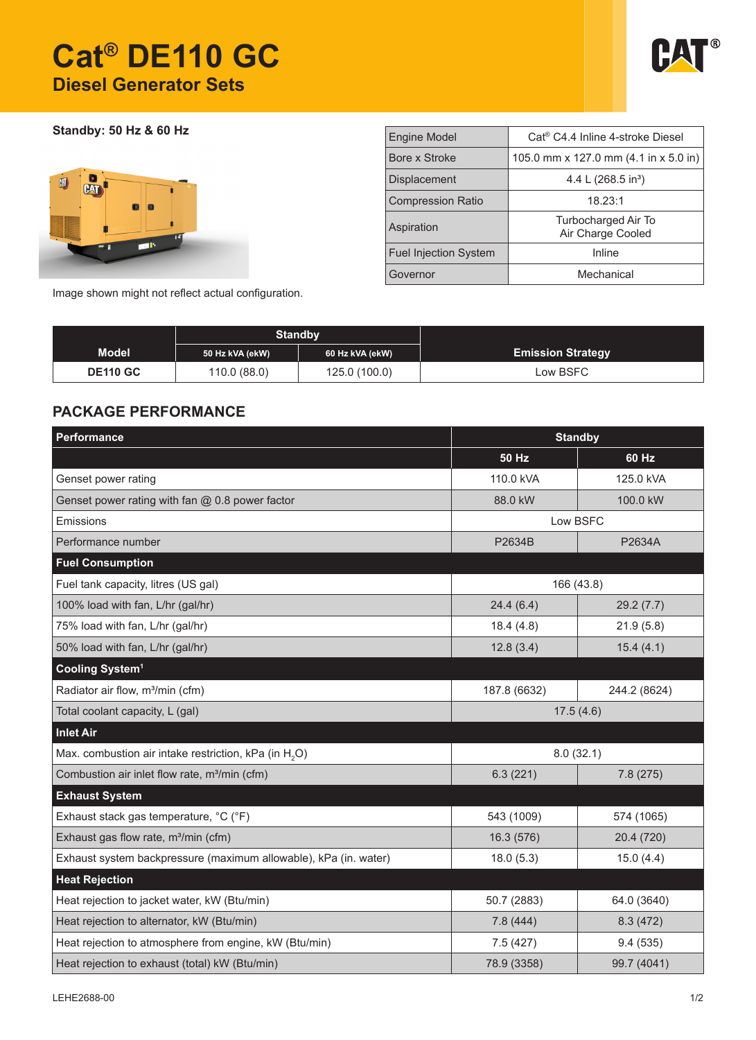# Cat® DE110 GC

## Diesel Generator Sets

**Standby: 50 Hz & 60 Hz**

Image shown might not reflect actual configuration.

| | |
|---|---|
| Engine Model | Cat® C4.4 Inline 4-stroke Diesel |
| Bore x Stroke | 105.0 mm x 127.0 mm (4.1 in x 5.0 in) |
| Displacement | 4.4 L (268.5 in³) |
| Compression Ratio | 18.23:1 |
| Aspiration | Turbocharged Air To Air Charge Cooled |
| Fuel Injection System | Inline |
| Governor | Mechanical |

| Model | Standby | | Emission Strategy |
|---|---|---|---|
| | 50 Hz kVA (ekW) | 60 Hz kVA (ekW) | |
| DE110 GC | 110.0 (88.0) | 125.0 (100.0) | Low BSFC |

## PACKAGE PERFORMANCE

| Performance | Standby | |
|---|---|---|
| | 50 Hz | 60 Hz |
| Genset power rating | 110.0 kVA | 125.0 kVA |
| Genset power rating with fan @ 0.8 power factor | 88.0 kW | 100.0 kW |
| Emissions | Low BSFC | |
| Performance number | P2634B | P2634A |
| **Fuel Consumption** | | |
| Fuel tank capacity, litres (US gal) | 166 (43.8) | |
| 100% load with fan, L/hr (gal/hr) | 24.4 (6.4) | 29.2 (7.7) |
| 75% load with fan, L/hr (gal/hr) | 18.4 (4.8) | 21.9 (5.8) |
| 50% load with fan, L/hr (gal/hr) | 12.8 (3.4) | 15.4 (4.1) |
| **Cooling System[1]** | | |
| Radiator air flow, m³/min (cfm) | 187.8 (6632) | 244.2 (8624) |
| Total coolant capacity, L (gal) | 17.5 (4.6) | |
| **Inlet Air** | | |
| Max. combustion air intake restriction, kPa (in $H_2O$) | 8.0 (32.1) | |
| Combustion air inlet flow rate, m³/min (cfm) | 6.3 (221) | 7.8 (275) |
| **Exhaust System** | | |
| Exhaust stack gas temperature, °C (°F) | 543 (1009) | 574 (1065) |
| Exhaust gas flow rate, m³/min (cfm) | 16.3 (576) | 20.4 (720) |
| Exhaust system backpressure (maximum allowable), kPa (in. water) | 18.0 (5.3) | 15.0 (4.4) |
| **Heat Rejection** | | |
| Heat rejection to jacket water, kW (Btu/min) | 50.7 (2883) | 64.0 (3640) |
| Heat rejection to alternator, kW (Btu/min) | 7.8 (444) | 8.3 (472) |
| Heat rejection to atmosphere from engine, kW (Btu/min) | 7.5 (427) | 9.4 (535) |
| Heat rejection to exhaust (total) kW (Btu/min) | 78.9 (3358) | 99.7 (4041) |

LEHE2688-00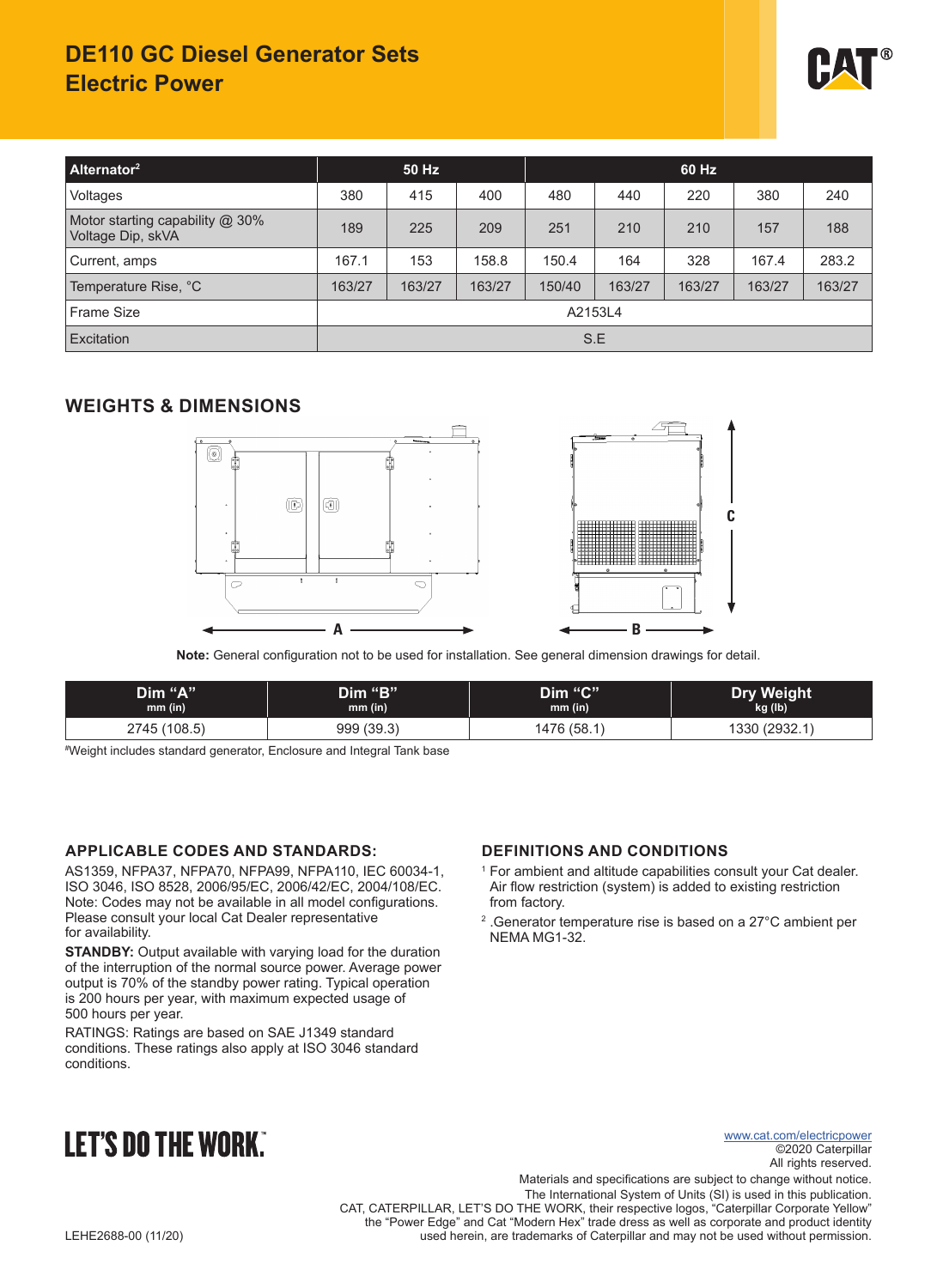# DE110 GC Diesel Generator Sets
# Electric Power

| Alternator[2] | 50 Hz | | | 60 Hz | | | | |
|---|---|---|---|---|---|---|---|---|
| Voltages | 380 | 415 | 400 | 480 | 440 | 220 | 380 | 240 |
| Motor starting capability @ 30% Voltage Dip, skVA | 189 | 225 | 209 | 251 | 210 | 210 | 157 | 188 |
| Current, amps | 167.1 | 153 | 158.8 | 150.4 | 164 | 328 | 167.4 | 283.2 |
| Temperature Rise, °C | 163/27 | 163/27 | 163/27 | 150/40 | 163/27 | 163/27 | 163/27 | 163/27 |
| Frame Size | A2153L4 | | | | | | | |
| Excitation | S.E | | | | | | | |

## WEIGHTS & DIMENSIONS

A

B

C

**Note:** General configuration not to be used for installation. See general dimension drawings for detail.

| Dim "A" mm (in) | Dim "B" mm (in) | Dim "C" mm (in) | Dry Weight kg (lb) |
|---|---|---|---|
| 2745 (108.5) | 999 (39.3) | 1476 (58.1) | 1330 (2932.1) |

#Weight includes standard generator, Enclosure and Integral Tank base

### APPLICABLE CODES AND STANDARDS:

AS1359, NFPA37, NFPA70, NFPA99, NFPA110, IEC 60034-1, ISO 3046, ISO 8528, 2006/95/EC, 2006/42/EC, 2004/108/EC. Note: Codes may not be available in all model configurations. Please consult your local Cat Dealer representative for availability.

**STANDBY:** Output available with varying load for the duration of the interruption of the normal source power. Average power output is 70% of the standby power rating. Typical operation is 200 hours per year, with maximum expected usage of 500 hours per year.

RATINGS: Ratings are based on SAE J1349 standard conditions. These ratings also apply at ISO 3046 standard conditions.

### DEFINITIONS AND CONDITIONS

[1] For ambient and altitude capabilities consult your Cat dealer. Air flow restriction (system) is added to existing restriction from factory.

[2] .Generator temperature rise is based on a 27°C ambient per NEMA MG1-32.

LET'S DO THE WORK.

www.cat.com/electricpower
©2020 Caterpillar
All rights reserved.

Materials and specifications are subject to change without notice.
The International System of Units (SI) is used in this publication.
CAT, CATERPILLAR, LET'S DO THE WORK, their respective logos, "Caterpillar Corporate Yellow" the "Power Edge" and Cat "Modern Hex" trade dress as well as corporate and product identity used herein, are trademarks of Caterpillar and may not be used without permission.

LEHE2688-00 (11/20)